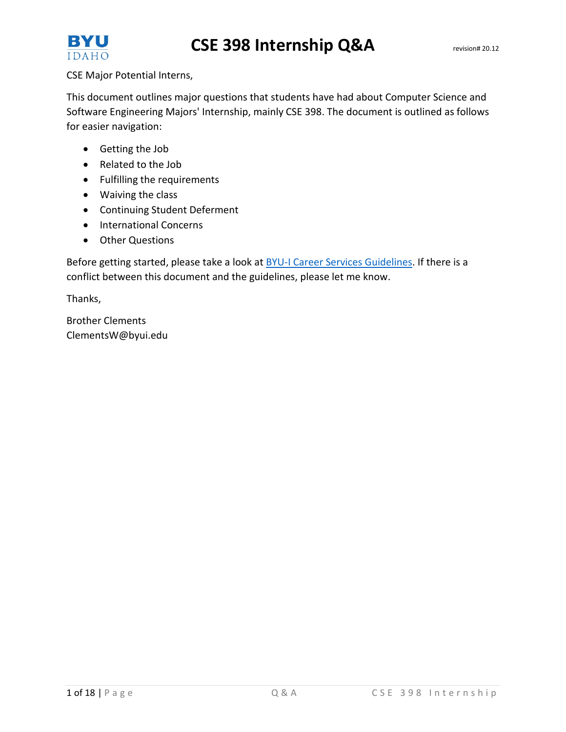# CSE 398 Internship Q&A

revision# 20.12

CSE Major Potential Interns,

This document outlines major questions that students have had about Computer Science and Software Engineering Majors' Internship, mainly CSE 398. The document is outlined as follows for easier navigation:

- Getting the Job
- Related to the Job
- Fulfilling the requirements
- Waiving the class
- Continuing Student Deferment
- International Concerns
- Other Questions

Before getting started, please take a look at BYU-I Career Services Guidelines. If there is a conflict between this document and the guidelines, please let me know.

Thanks,

Brother Clements
ClementsW@byui.edu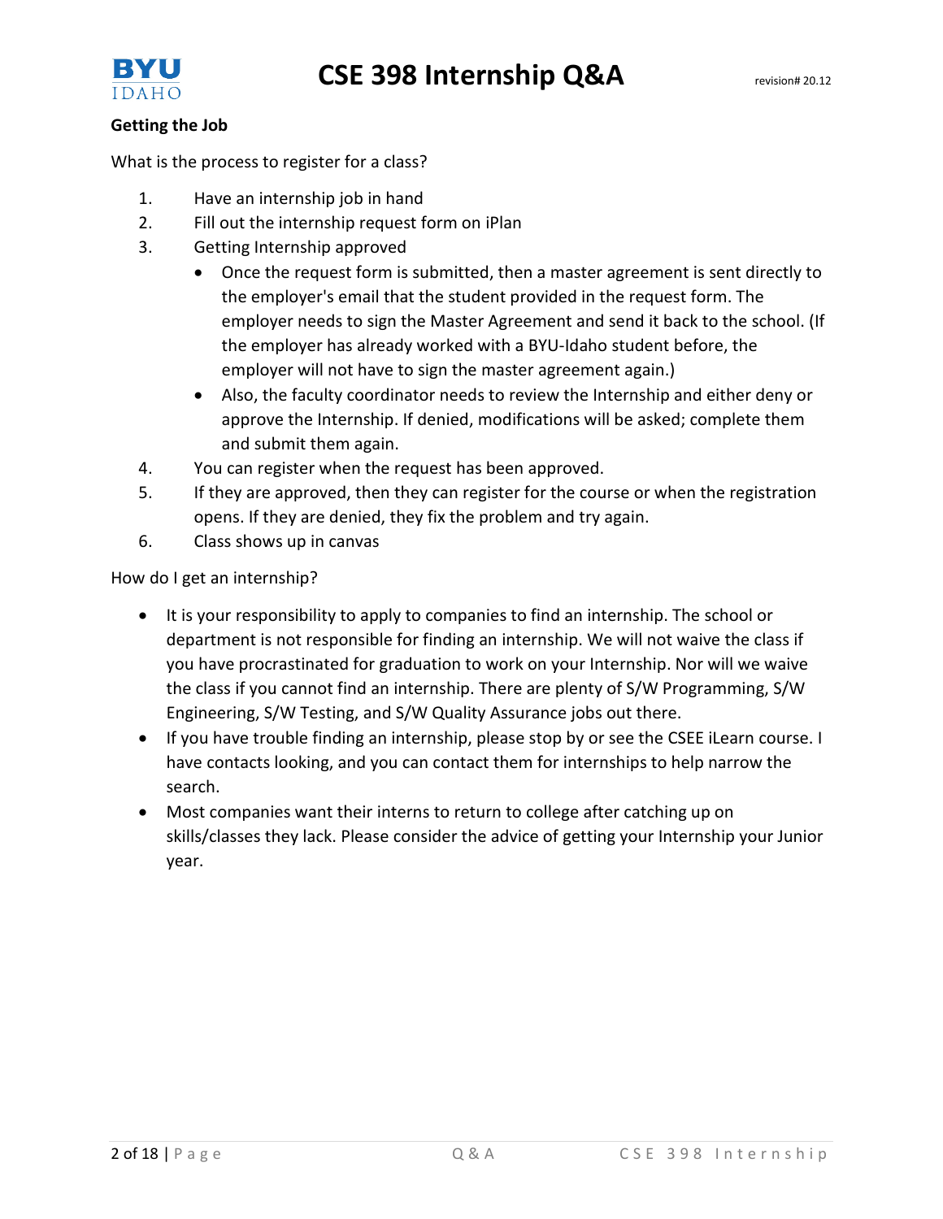**Getting the Job**

What is the process to register for a class?

1. Have an internship job in hand
2. Fill out the internship request form on iPlan
3. Getting Internship approved
   - Once the request form is submitted, then a master agreement is sent directly to the employer's email that the student provided in the request form. The employer needs to sign the Master Agreement and send it back to the school. (If the employer has already worked with a BYU-Idaho student before, the employer will not have to sign the master agreement again.)
   - Also, the faculty coordinator needs to review the Internship and either deny or approve the Internship. If denied, modifications will be asked; complete them and submit them again.
4. You can register when the request has been approved.
5. If they are approved, then they can register for the course or when the registration opens. If they are denied, they fix the problem and try again.
6. Class shows up in canvas

How do I get an internship?

- It is your responsibility to apply to companies to find an internship. The school or department is not responsible for finding an internship. We will not waive the class if you have procrastinated for graduation to work on your Internship. Nor will we waive the class if you cannot find an internship. There are plenty of S/W Programming, S/W Engineering, S/W Testing, and S/W Quality Assurance jobs out there.
- If you have trouble finding an internship, please stop by or see the CSEE iLearn course. I have contacts looking, and you can contact them for internships to help narrow the search.
- Most companies want their interns to return to college after catching up on skills/classes they lack. Please consider the advice of getting your Internship your Junior year.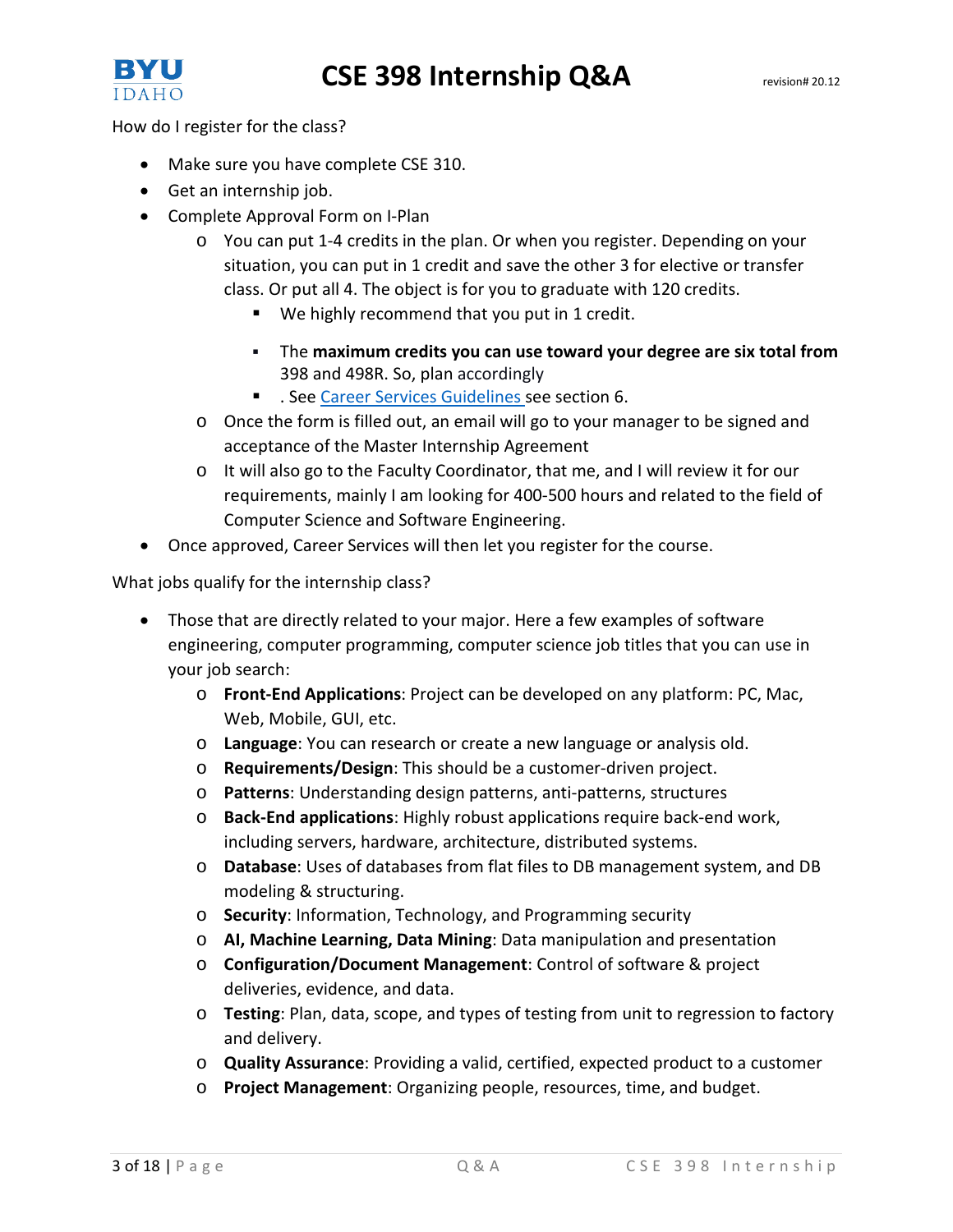How do I register for the class?

- Make sure you have complete CSE 310.
- Get an internship job.
- Complete Approval Form on I-Plan
    - You can put 1-4 credits in the plan. Or when you register. Depending on your situation, you can put in 1 credit and save the other 3 for elective or transfer class. Or put all 4. The object is for you to graduate with 120 credits.
        - We highly recommend that you put in 1 credit.
        - The **maximum credits you can use toward your degree are six total from** 398 and 498R. So, plan accordingly
        - . See Career Services Guidelines see section 6.
    - Once the form is filled out, an email will go to your manager to be signed and acceptance of the Master Internship Agreement
    - It will also go to the Faculty Coordinator, that me, and I will review it for our requirements, mainly I am looking for 400-500 hours and related to the field of Computer Science and Software Engineering.
- Once approved, Career Services will then let you register for the course.

What jobs qualify for the internship class?

- Those that are directly related to your major. Here a few examples of software engineering, computer programming, computer science job titles that you can use in your job search:
    - **Front-End Applications**: Project can be developed on any platform: PC, Mac, Web, Mobile, GUI, etc.
    - **Language**: You can research or create a new language or analysis old.
    - **Requirements/Design**: This should be a customer-driven project.
    - **Patterns**: Understanding design patterns, anti-patterns, structures
    - **Back-End applications**: Highly robust applications require back-end work, including servers, hardware, architecture, distributed systems.
    - **Database**: Uses of databases from flat files to DB management system, and DB modeling & structuring.
    - **Security**: Information, Technology, and Programming security
    - **AI, Machine Learning, Data Mining**: Data manipulation and presentation
    - **Configuration/Document Management**: Control of software & project deliveries, evidence, and data.
    - **Testing**: Plan, data, scope, and types of testing from unit to regression to factory and delivery.
    - **Quality Assurance**: Providing a valid, certified, expected product to a customer
    - **Project Management**: Organizing people, resources, time, and budget.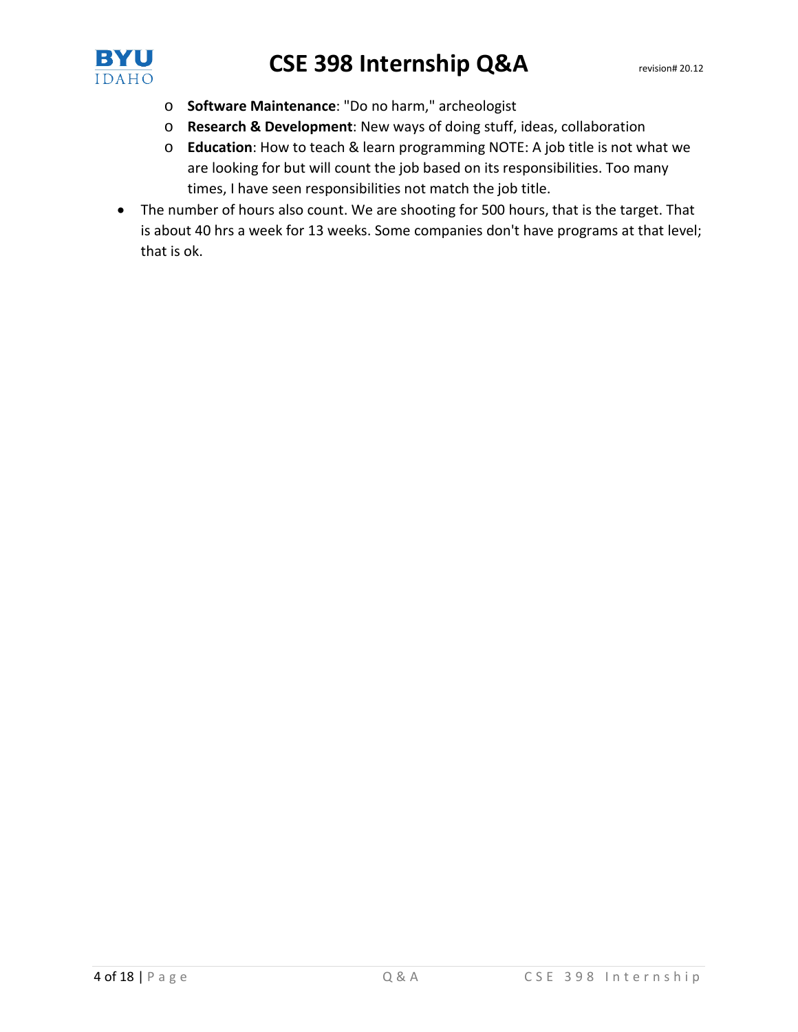- **Software Maintenance**: "Do no harm," archeologist
  - **Research & Development**: New ways of doing stuff, ideas, collaboration
  - **Education**: How to teach & learn programming NOTE: A job title is not what we are looking for but will count the job based on its responsibilities. Too many times, I have seen responsibilities not match the job title.
- The number of hours also count. We are shooting for 500 hours, that is the target. That is about 40 hrs a week for 13 weeks. Some companies don't have programs at that level; that is ok.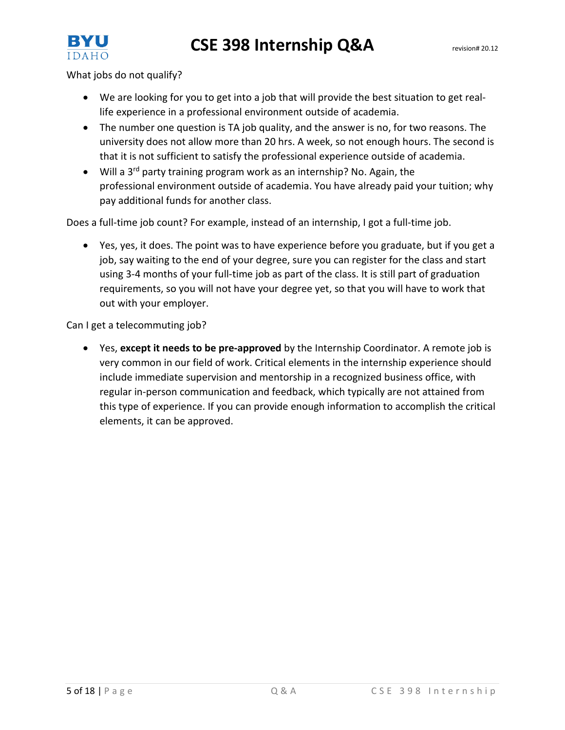What jobs do not qualify?

- We are looking for you to get into a job that will provide the best situation to get real-life experience in a professional environment outside of academia.
- The number one question is TA job quality, and the answer is no, for two reasons. The university does not allow more than 20 hrs. A week, so not enough hours. The second is that it is not sufficient to satisfy the professional experience outside of academia.
- Will a 3rd party training program work as an internship? No. Again, the professional environment outside of academia. You have already paid your tuition; why pay additional funds for another class.

Does a full-time job count? For example, instead of an internship, I got a full-time job.

- Yes, yes, it does. The point was to have experience before you graduate, but if you get a job, say waiting to the end of your degree, sure you can register for the class and start using 3-4 months of your full-time job as part of the class. It is still part of graduation requirements, so you will not have your degree yet, so that you will have to work that out with your employer.

Can I get a telecommuting job?

- Yes, **except it needs to be pre-approved** by the Internship Coordinator. A remote job is very common in our field of work. Critical elements in the internship experience should include immediate supervision and mentorship in a recognized business office, with regular in-person communication and feedback, which typically are not attained from this type of experience. If you can provide enough information to accomplish the critical elements, it can be approved.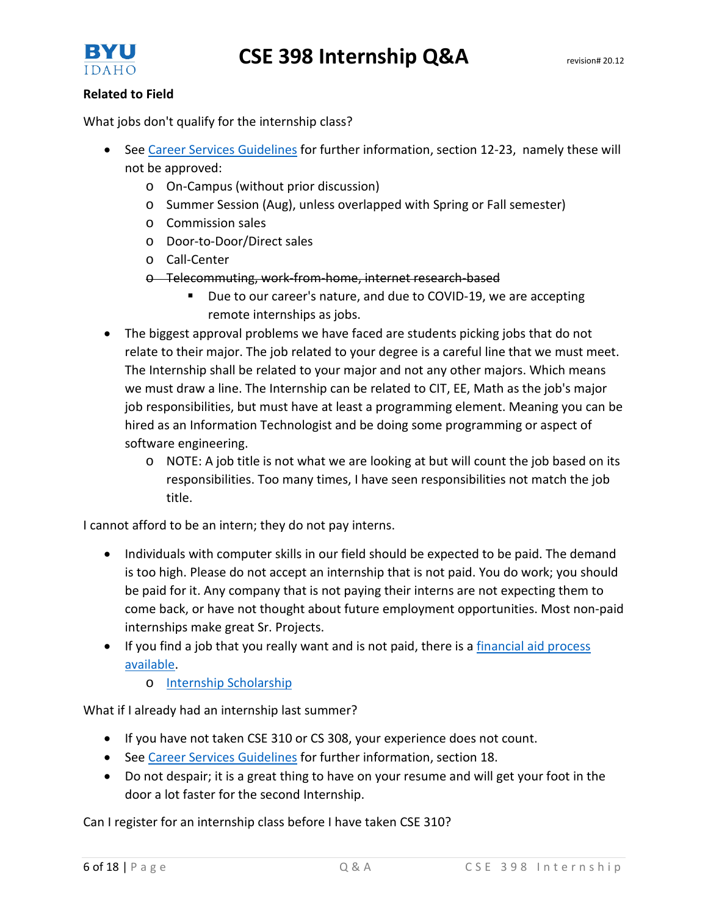**Related to Field**

What jobs don't qualify for the internship class?

- See [Career Services Guidelines] for further information, section 12-23, namely these will not be approved:
  - On-Campus (without prior discussion)
  - Summer Session (Aug), unless overlapped with Spring or Fall semester)
  - Commission sales
  - Door-to-Door/Direct sales
  - Call-Center
  - ~~Telecommuting, work-from-home, internet research-based~~
    - Due to our career's nature, and due to COVID-19, we are accepting remote internships as jobs.
- The biggest approval problems we have faced are students picking jobs that do not relate to their major. The job related to your degree is a careful line that we must meet. The Internship shall be related to your major and not any other majors. Which means we must draw a line. The Internship can be related to CIT, EE, Math as the job's major job responsibilities, but must have at least a programming element. Meaning you can be hired as an Information Technologist and be doing some programming or aspect of software engineering.
  - NOTE: A job title is not what we are looking at but will count the job based on its responsibilities. Too many times, I have seen responsibilities not match the job title.

I cannot afford to be an intern; they do not pay interns.

- Individuals with computer skills in our field should be expected to be paid. The demand is too high. Please do not accept an internship that is not paid. You do work; you should be paid for it. Any company that is not paying their interns are not expecting them to come back, or have not thought about future employment opportunities. Most non-paid internships make great Sr. Projects.
- If you find a job that you really want and is not paid, there is a [financial aid process available].
  - [Internship Scholarship]

What if I already had an internship last summer?

- If you have not taken CSE 310 or CS 308, your experience does not count.
- See [Career Services Guidelines] for further information, section 18.
- Do not despair; it is a great thing to have on your resume and will get your foot in the door a lot faster for the second Internship.

Can I register for an internship class before I have taken CSE 310?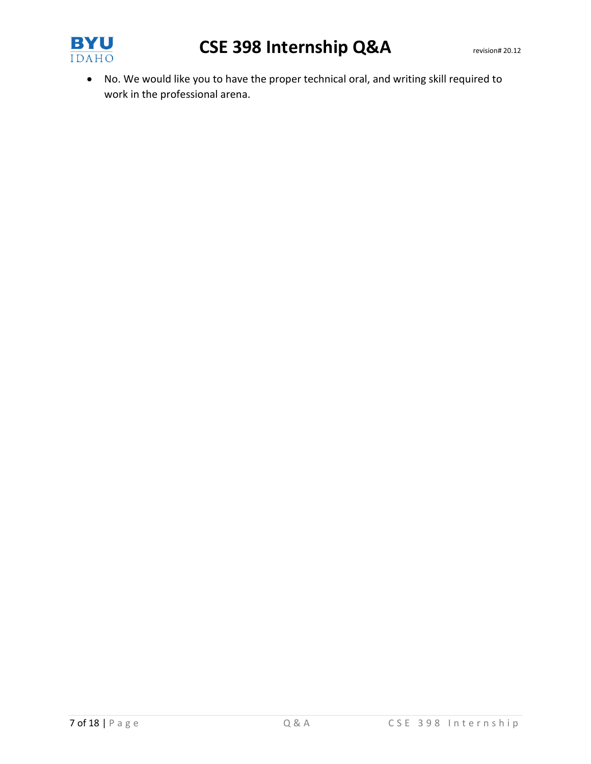- No. We would like you to have the proper technical oral, and writing skill required to work in the professional arena.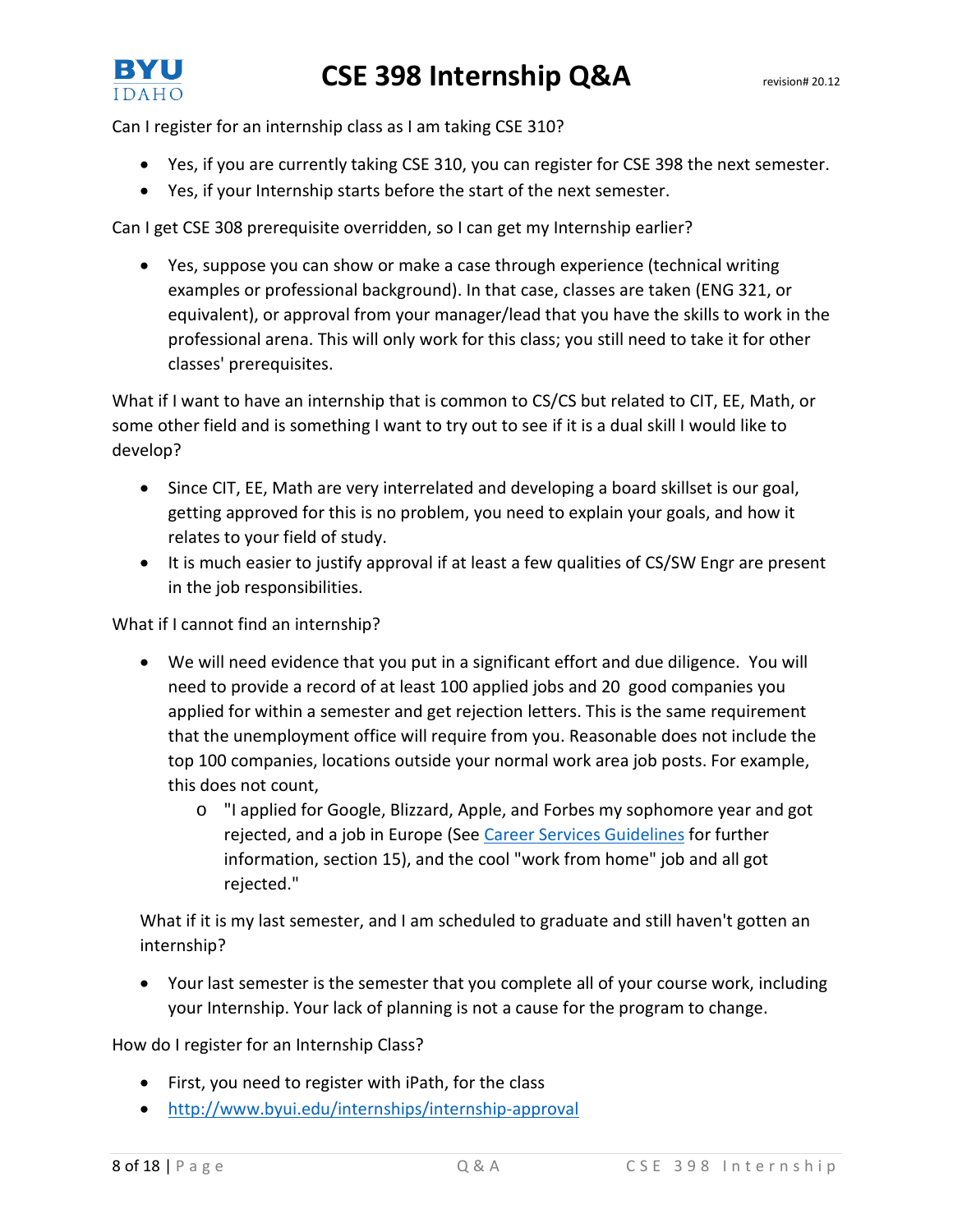Can I register for an internship class as I am taking CSE 310?

- Yes, if you are currently taking CSE 310, you can register for CSE 398 the next semester.
- Yes, if your Internship starts before the start of the next semester.

Can I get CSE 308 prerequisite overridden, so I can get my Internship earlier?

- Yes, suppose you can show or make a case through experience (technical writing examples or professional background). In that case, classes are taken (ENG 321, or equivalent), or approval from your manager/lead that you have the skills to work in the professional arena. This will only work for this class; you still need to take it for other classes' prerequisites.

What if I want to have an internship that is common to CS/CS but related to CIT, EE, Math, or some other field and is something I want to try out to see if it is a dual skill I would like to develop?

- Since CIT, EE, Math are very interrelated and developing a board skillset is our goal, getting approved for this is no problem, you need to explain your goals, and how it relates to your field of study.
- It is much easier to justify approval if at least a few qualities of CS/SW Engr are present in the job responsibilities.

What if I cannot find an internship?

- We will need evidence that you put in a significant effort and due diligence. You will need to provide a record of at least 100 applied jobs and 20 good companies you applied for within a semester and get rejection letters. This is the same requirement that the unemployment office will require from you. Reasonable does not include the top 100 companies, locations outside your normal work area job posts. For example, this does not count,
    - "I applied for Google, Blizzard, Apple, and Forbes my sophomore year and got rejected, and a job in Europe (See [Career Services Guidelines]() for further information, section 15), and the cool "work from home" job and all got rejected."

What if it is my last semester, and I am scheduled to graduate and still haven't gotten an internship?

- Your last semester is the semester that you complete all of your course work, including your Internship. Your lack of planning is not a cause for the program to change.

How do I register for an Internship Class?

- First, you need to register with iPath, for the class
- http://www.byui.edu/internships/internship-approval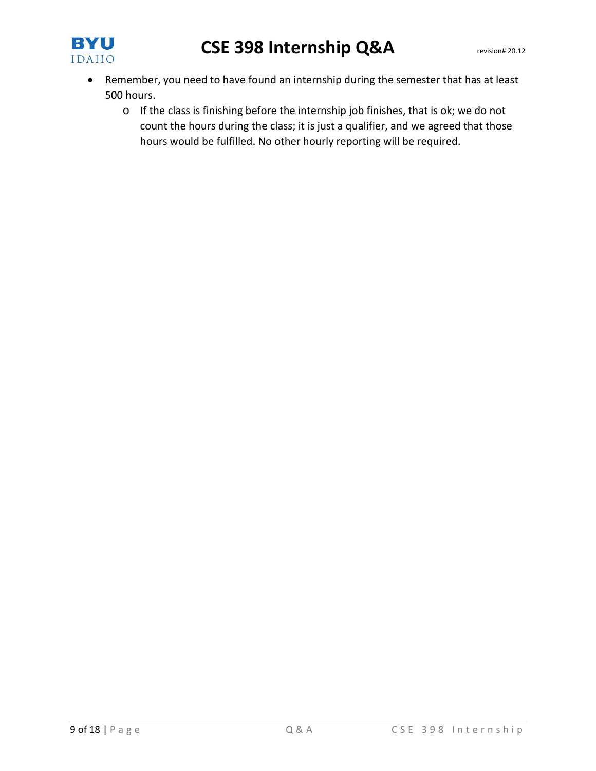- Remember, you need to have found an internship during the semester that has at least 500 hours.
    - If the class is finishing before the internship job finishes, that is ok; we do not count the hours during the class; it is just a qualifier, and we agreed that those hours would be fulfilled. No other hourly reporting will be required.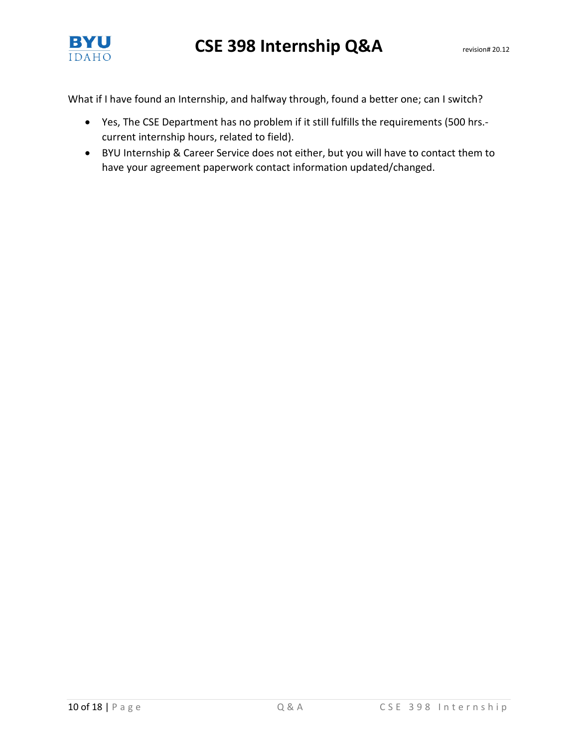What if I have found an Internship, and halfway through, found a better one; can I switch?

- Yes, The CSE Department has no problem if it still fulfills the requirements (500 hrs.- current internship hours, related to field).
- BYU Internship & Career Service does not either, but you will have to contact them to have your agreement paperwork contact information updated/changed.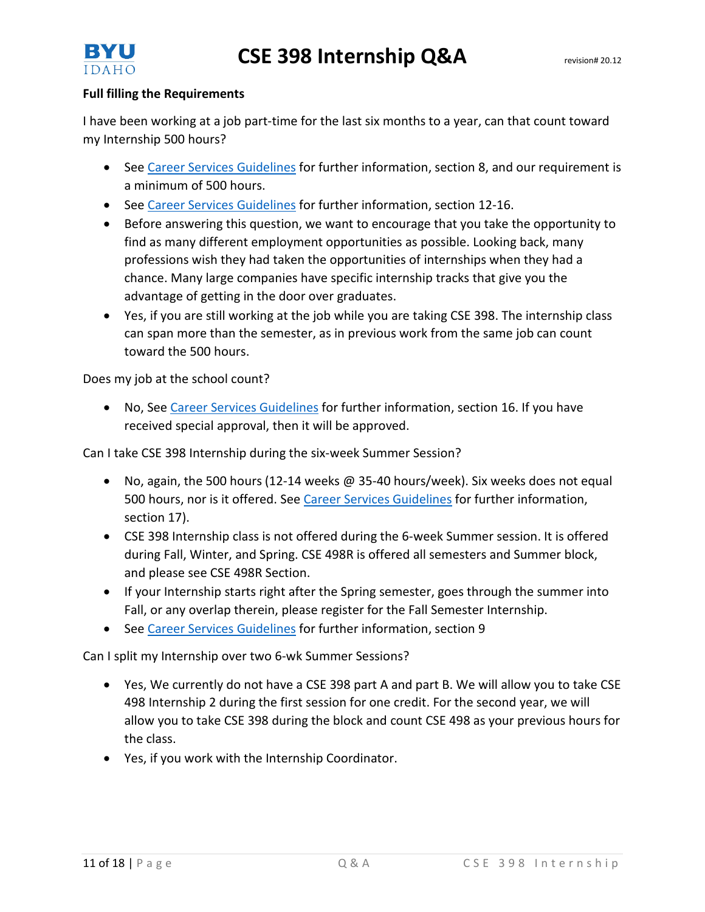**Full filling the Requirements**

I have been working at a job part-time for the last six months to a year, can that count toward my Internship 500 hours?

- See Career Services Guidelines for further information, section 8, and our requirement is a minimum of 500 hours.
- See Career Services Guidelines for further information, section 12-16.
- Before answering this question, we want to encourage that you take the opportunity to find as many different employment opportunities as possible. Looking back, many professions wish they had taken the opportunities of internships when they had a chance. Many large companies have specific internship tracks that give you the advantage of getting in the door over graduates.
- Yes, if you are still working at the job while you are taking CSE 398. The internship class can span more than the semester, as in previous work from the same job can count toward the 500 hours.

Does my job at the school count?

- No, See Career Services Guidelines for further information, section 16. If you have received special approval, then it will be approved.

Can I take CSE 398 Internship during the six-week Summer Session?

- No, again, the 500 hours (12-14 weeks @ 35-40 hours/week). Six weeks does not equal 500 hours, nor is it offered. See Career Services Guidelines for further information, section 17).
- CSE 398 Internship class is not offered during the 6-week Summer session. It is offered during Fall, Winter, and Spring. CSE 498R is offered all semesters and Summer block, and please see CSE 498R Section.
- If your Internship starts right after the Spring semester, goes through the summer into Fall, or any overlap therein, please register for the Fall Semester Internship.
- See Career Services Guidelines for further information, section 9

Can I split my Internship over two 6-wk Summer Sessions?

- Yes, We currently do not have a CSE 398 part A and part B. We will allow you to take CSE 498 Internship 2 during the first session for one credit. For the second year, we will allow you to take CSE 398 during the block and count CSE 498 as your previous hours for the class.
- Yes, if you work with the Internship Coordinator.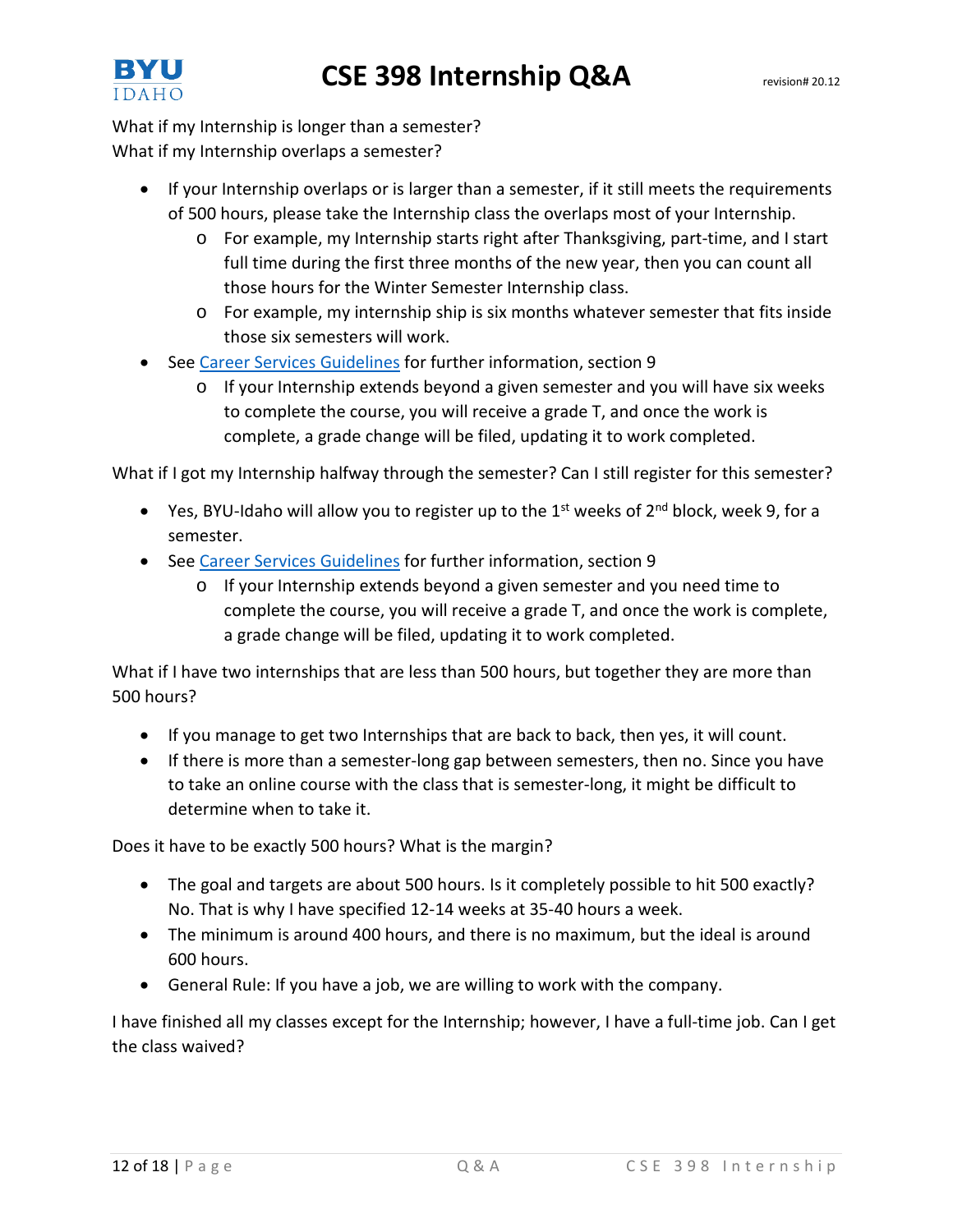What if my Internship is longer than a semester?
What if my Internship overlaps a semester?

- If your Internship overlaps or is larger than a semester, if it still meets the requirements of 500 hours, please take the Internship class the overlaps most of your Internship.
    - For example, my Internship starts right after Thanksgiving, part-time, and I start full time during the first three months of the new year, then you can count all those hours for the Winter Semester Internship class.
    - For example, my internship ship is six months whatever semester that fits inside those six semesters will work.
- See [Career Services Guidelines] for further information, section 9
    - If your Internship extends beyond a given semester and you will have six weeks to complete the course, you will receive a grade T, and once the work is complete, a grade change will be filed, updating it to work completed.

What if I got my Internship halfway through the semester? Can I still register for this semester?

- Yes, BYU-Idaho will allow you to register up to the 1st weeks of 2nd block, week 9, for a semester.
- See [Career Services Guidelines] for further information, section 9
    - If your Internship extends beyond a given semester and you need time to complete the course, you will receive a grade T, and once the work is complete, a grade change will be filed, updating it to work completed.

What if I have two internships that are less than 500 hours, but together they are more than 500 hours?

- If you manage to get two Internships that are back to back, then yes, it will count.
- If there is more than a semester-long gap between semesters, then no. Since you have to take an online course with the class that is semester-long, it might be difficult to determine when to take it.

Does it have to be exactly 500 hours? What is the margin?

- The goal and targets are about 500 hours. Is it completely possible to hit 500 exactly? No. That is why I have specified 12-14 weeks at 35-40 hours a week.
- The minimum is around 400 hours, and there is no maximum, but the ideal is around 600 hours.
- General Rule: If you have a job, we are willing to work with the company.

I have finished all my classes except for the Internship; however, I have a full-time job. Can I get the class waived?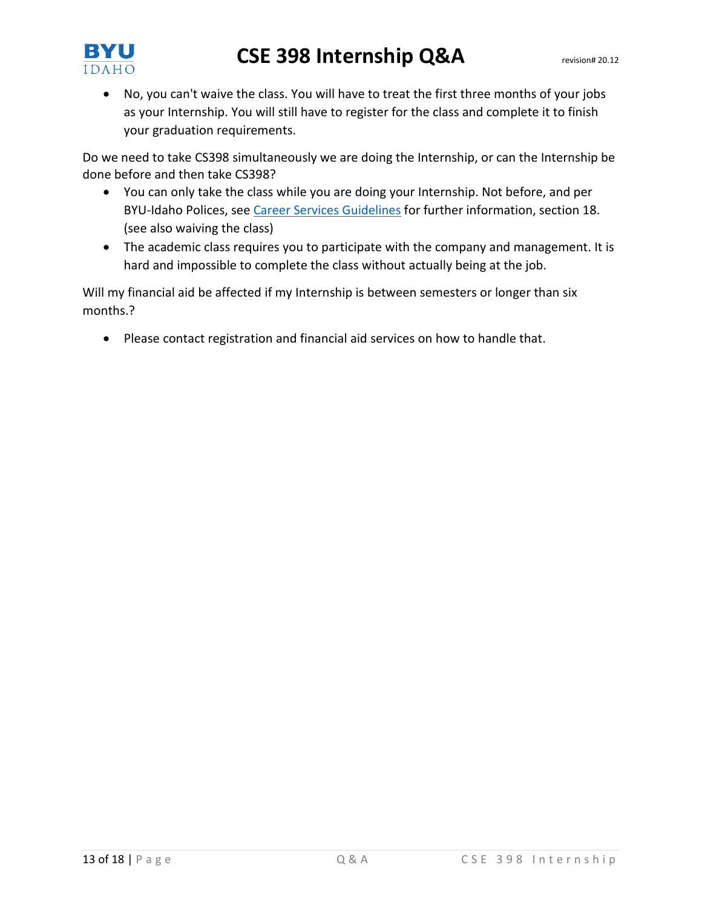- No, you can't waive the class. You will have to treat the first three months of your jobs as your Internship. You will still have to register for the class and complete it to finish your graduation requirements.

Do we need to take CS398 simultaneously we are doing the Internship, or can the Internship be done before and then take CS398?

- You can only take the class while you are doing your Internship. Not before, and per BYU-Idaho Polices, see Career Services Guidelines for further information, section 18. (see also waiving the class)
- The academic class requires you to participate with the company and management. It is hard and impossible to complete the class without actually being at the job.

Will my financial aid be affected if my Internship is between semesters or longer than six months.?

- Please contact registration and financial aid services on how to handle that.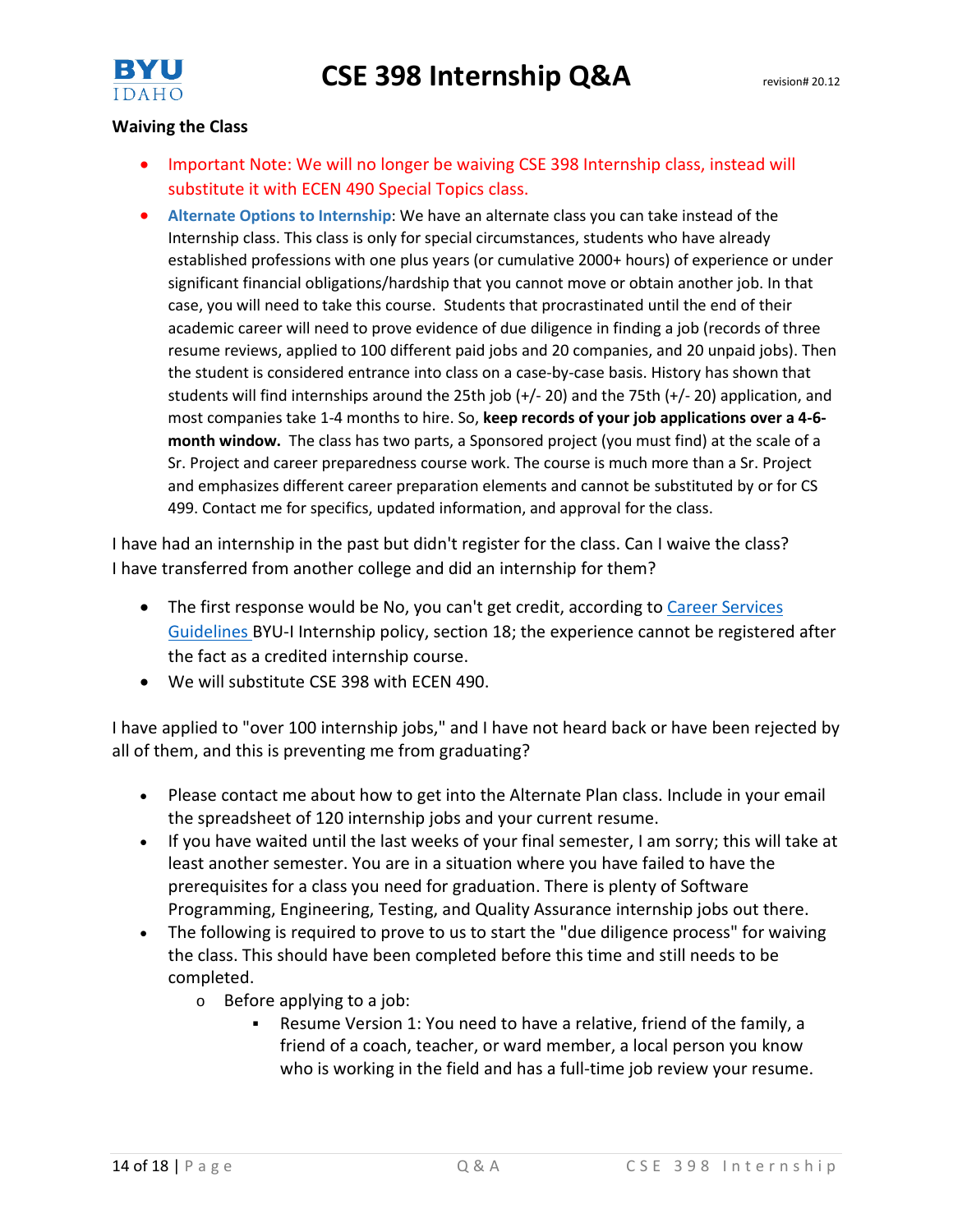**Waiving the Class**

- Important Note: We will no longer be waiving CSE 398 Internship class, instead will substitute it with ECEN 490 Special Topics class.
- **Alternate Options to Internship**: We have an alternate class you can take instead of the Internship class. This class is only for special circumstances, students who have already established professions with one plus years (or cumulative 2000+ hours) of experience or under significant financial obligations/hardship that you cannot move or obtain another job. In that case, you will need to take this course. Students that procrastinated until the end of their academic career will need to prove evidence of due diligence in finding a job (records of three resume reviews, applied to 100 different paid jobs and 20 companies, and 20 unpaid jobs). Then the student is considered entrance into class on a case-by-case basis. History has shown that students will find internships around the 25th job (+/- 20) and the 75th (+/- 20) application, and most companies take 1-4 months to hire. So, **keep records of your job applications over a 4-6-month window.** The class has two parts, a Sponsored project (you must find) at the scale of a Sr. Project and career preparedness course work. The course is much more than a Sr. Project and emphasizes different career preparation elements and cannot be substituted by or for CS 499. Contact me for specifics, updated information, and approval for the class.

I have had an internship in the past but didn't register for the class. Can I waive the class?
I have transferred from another college and did an internship for them?

- The first response would be No, you can't get credit, according to Career Services Guidelines BYU-I Internship policy, section 18; the experience cannot be registered after the fact as a credited internship course.
- We will substitute CSE 398 with ECEN 490.

I have applied to "over 100 internship jobs," and I have not heard back or have been rejected by all of them, and this is preventing me from graduating?

- Please contact me about how to get into the Alternate Plan class. Include in your email the spreadsheet of 120 internship jobs and your current resume.
- If you have waited until the last weeks of your final semester, I am sorry; this will take at least another semester. You are in a situation where you have failed to have the prerequisites for a class you need for graduation. There is plenty of Software Programming, Engineering, Testing, and Quality Assurance internship jobs out there.
- The following is required to prove to us to start the "due diligence process" for waiving the class. This should have been completed before this time and still needs to be completed.
  - Before applying to a job:
    - Resume Version 1: You need to have a relative, friend of the family, a friend of a coach, teacher, or ward member, a local person you know who is working in the field and has a full-time job review your resume.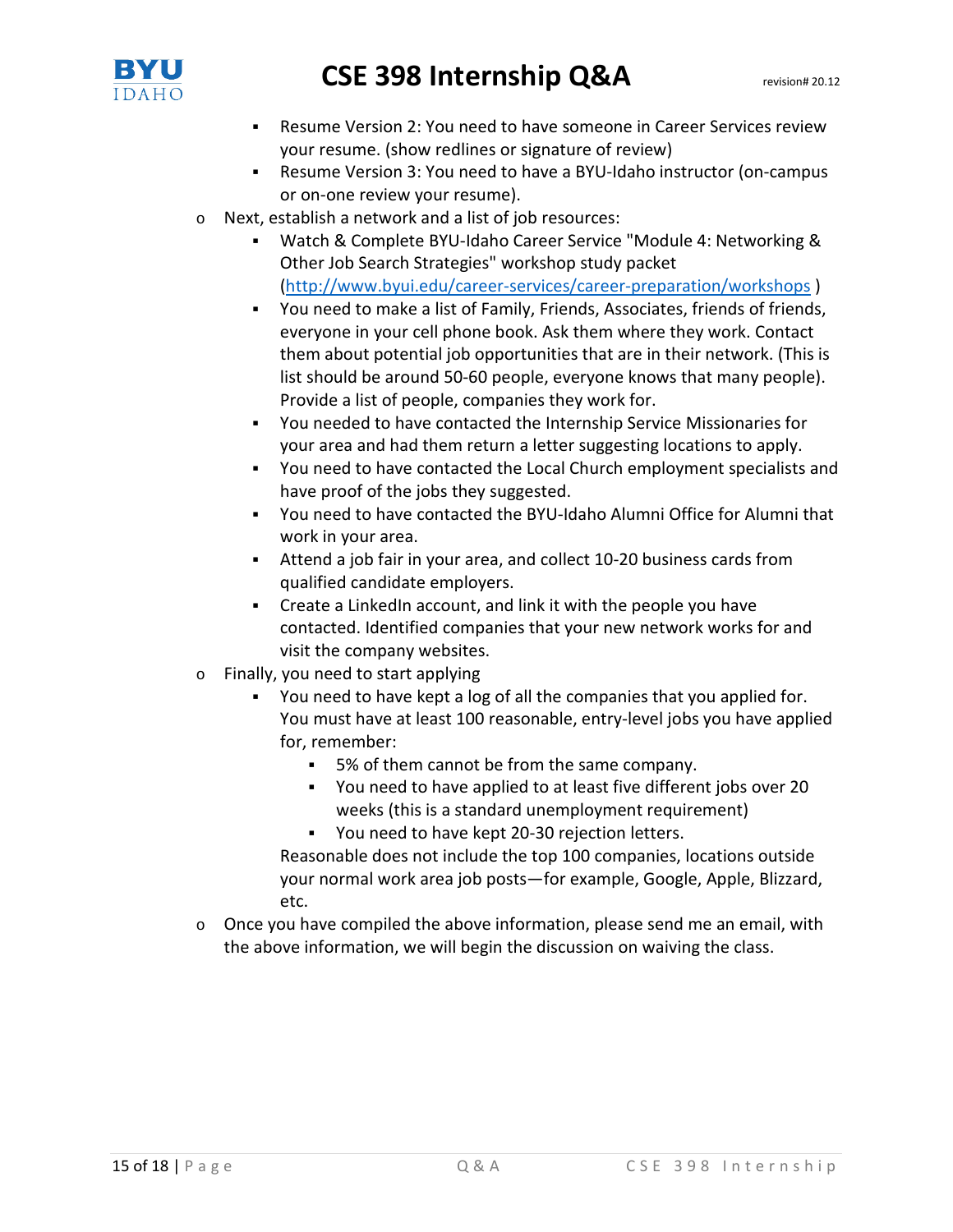- Resume Version 2: You need to have someone in Career Services review your resume. (show redlines or signature of review)
        - Resume Version 3: You need to have a BYU-Idaho instructor (on-campus or on-one review your resume).
    - Next, establish a network and a list of job resources:
        - Watch & Complete BYU-Idaho Career Service "Module 4: Networking & Other Job Search Strategies" workshop study packet (http://www.byui.edu/career-services/career-preparation/workshops )
        - You need to make a list of Family, Friends, Associates, friends of friends, everyone in your cell phone book. Ask them where they work. Contact them about potential job opportunities that are in their network. (This is list should be around 50-60 people, everyone knows that many people). Provide a list of people, companies they work for.
        - You needed to have contacted the Internship Service Missionaries for your area and had them return a letter suggesting locations to apply.
        - You need to have contacted the Local Church employment specialists and have proof of the jobs they suggested.
        - You need to have contacted the BYU-Idaho Alumni Office for Alumni that work in your area.
        - Attend a job fair in your area, and collect 10-20 business cards from qualified candidate employers.
        - Create a LinkedIn account, and link it with the people you have contacted. Identified companies that your new network works for and visit the company websites.
    - Finally, you need to start applying
        - You need to have kept a log of all the companies that you applied for. You must have at least 100 reasonable, entry-level jobs you have applied for, remember:
            - 5% of them cannot be from the same company.
            - You need to have applied to at least five different jobs over 20 weeks (this is a standard unemployment requirement)
            - You need to have kept 20-30 rejection letters.

          Reasonable does not include the top 100 companies, locations outside your normal work area job posts—for example, Google, Apple, Blizzard, etc.
    - Once you have compiled the above information, please send me an email, with the above information, we will begin the discussion on waiving the class.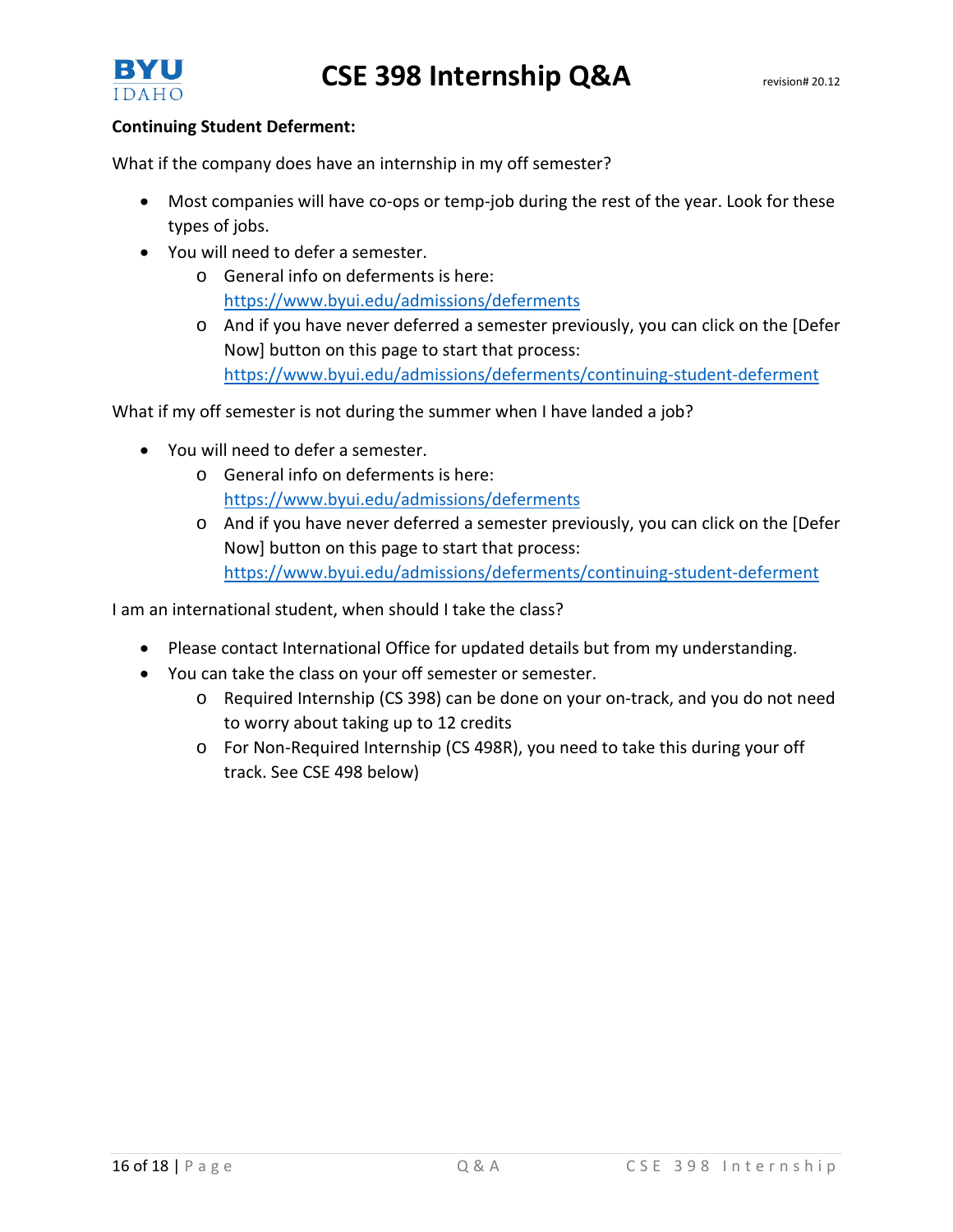**Continuing Student Deferment:**

What if the company does have an internship in my off semester?

- Most companies will have co-ops or temp-job during the rest of the year. Look for these types of jobs.
- You will need to defer a semester.
  - General info on deferments is here: https://www.byui.edu/admissions/deferments
  - And if you have never deferred a semester previously, you can click on the [Defer Now] button on this page to start that process: https://www.byui.edu/admissions/deferments/continuing-student-deferment

What if my off semester is not during the summer when I have landed a job?

- You will need to defer a semester.
  - General info on deferments is here: https://www.byui.edu/admissions/deferments
  - And if you have never deferred a semester previously, you can click on the [Defer Now] button on this page to start that process: https://www.byui.edu/admissions/deferments/continuing-student-deferment

I am an international student, when should I take the class?

- Please contact International Office for updated details but from my understanding.
- You can take the class on your off semester or semester.
  - Required Internship (CS 398) can be done on your on-track, and you do not need to worry about taking up to 12 credits
  - For Non-Required Internship (CS 498R), you need to take this during your off track. See CSE 498 below)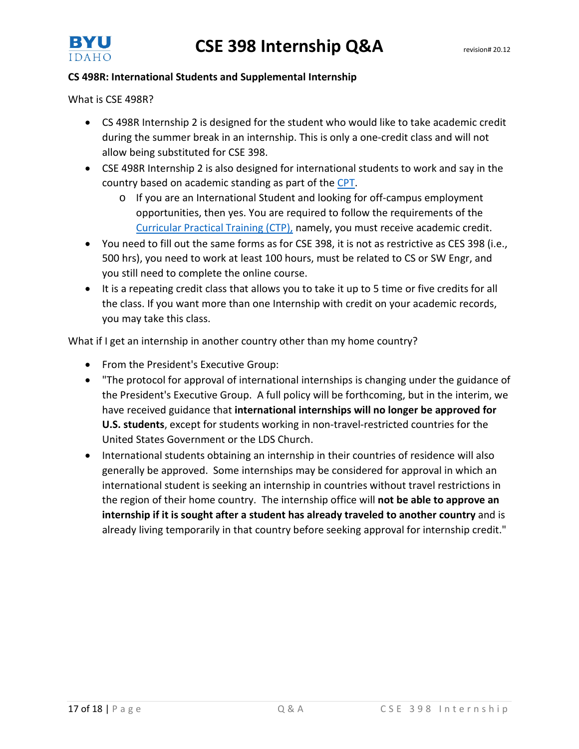### CS 498R: International Students and Supplemental Internship

What is CSE 498R?

- CS 498R Internship 2 is designed for the student who would like to take academic credit during the summer break in an internship. This is only a one-credit class and will not allow being substituted for CSE 398.
- CSE 498R Internship 2 is also designed for international students to work and say in the country based on academic standing as part of the [CPT](#).
  - If you are an International Student and looking for off-campus employment opportunities, then yes. You are required to follow the requirements of the [Curricular Practical Training (CTP),](#) namely, you must receive academic credit.
- You need to fill out the same forms as for CSE 398, it is not as restrictive as CES 398 (i.e., 500 hrs), you need to work at least 100 hours, must be related to CS or SW Engr, and you still need to complete the online course.
- It is a repeating credit class that allows you to take it up to 5 time or five credits for all the class. If you want more than one Internship with credit on your academic records, you may take this class.

What if I get an internship in another country other than my home country?

- From the President's Executive Group:
- "The protocol for approval of international internships is changing under the guidance of the President's Executive Group. A full policy will be forthcoming, but in the interim, we have received guidance that **international internships will no longer be approved for U.S. students**, except for students working in non-travel-restricted countries for the United States Government or the LDS Church.
- International students obtaining an internship in their countries of residence will also generally be approved. Some internships may be considered for approval in which an international student is seeking an internship in countries without travel restrictions in the region of their home country. The internship office will **not be able to approve an internship if it is sought after a student has already traveled to another country** and is already living temporarily in that country before seeking approval for internship credit."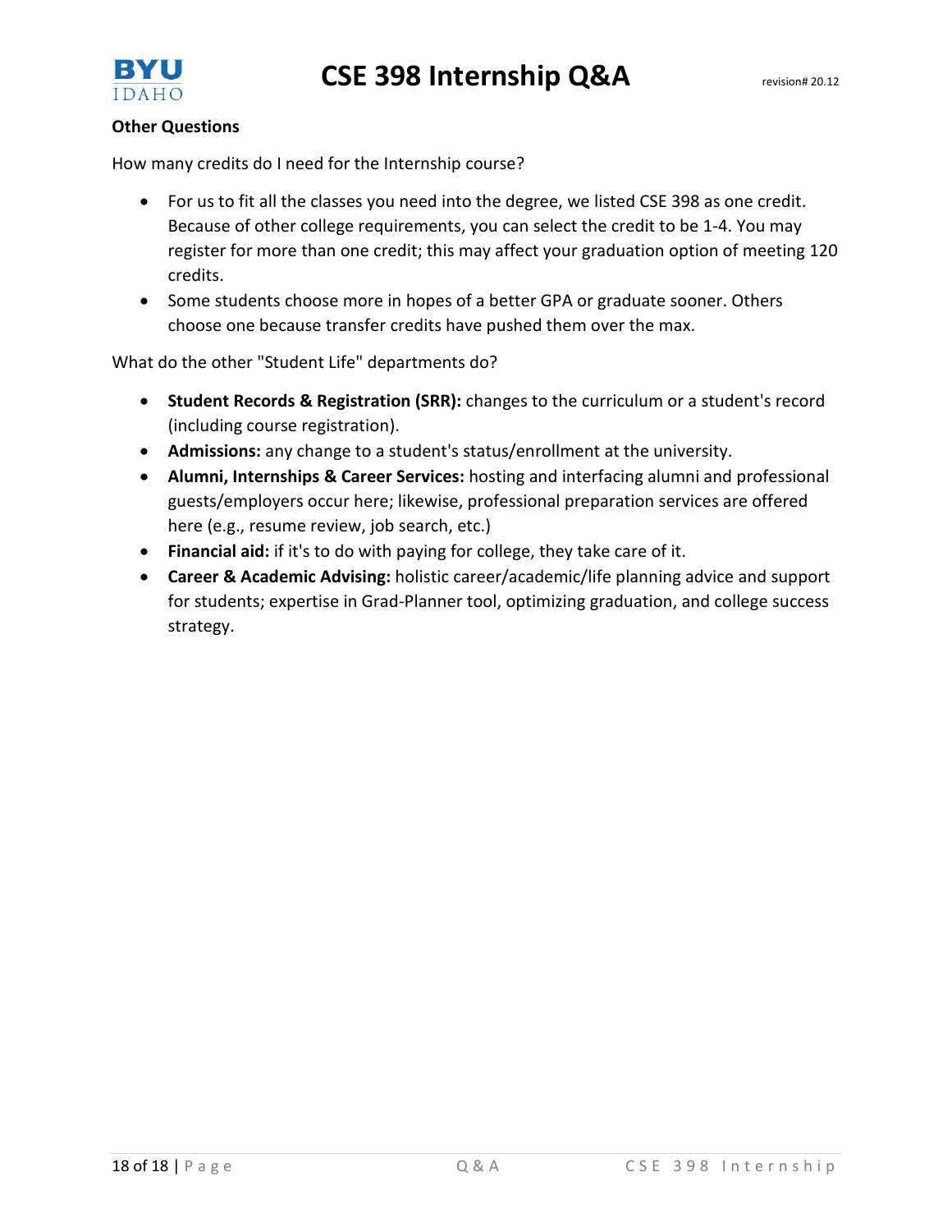**Other Questions**

How many credits do I need for the Internship course?

- For us to fit all the classes you need into the degree, we listed CSE 398 as one credit. Because of other college requirements, you can select the credit to be 1-4. You may register for more than one credit; this may affect your graduation option of meeting 120 credits.
- Some students choose more in hopes of a better GPA or graduate sooner. Others choose one because transfer credits have pushed them over the max.

What do the other "Student Life" departments do?

- **Student Records & Registration (SRR):** changes to the curriculum or a student's record (including course registration).
- **Admissions:** any change to a student's status/enrollment at the university.
- **Alumni, Internships & Career Services:** hosting and interfacing alumni and professional guests/employers occur here; likewise, professional preparation services are offered here (e.g., resume review, job search, etc.)
- **Financial aid:** if it's to do with paying for college, they take care of it.
- **Career & Academic Advising:** holistic career/academic/life planning advice and support for students; expertise in Grad-Planner tool, optimizing graduation, and college success strategy.